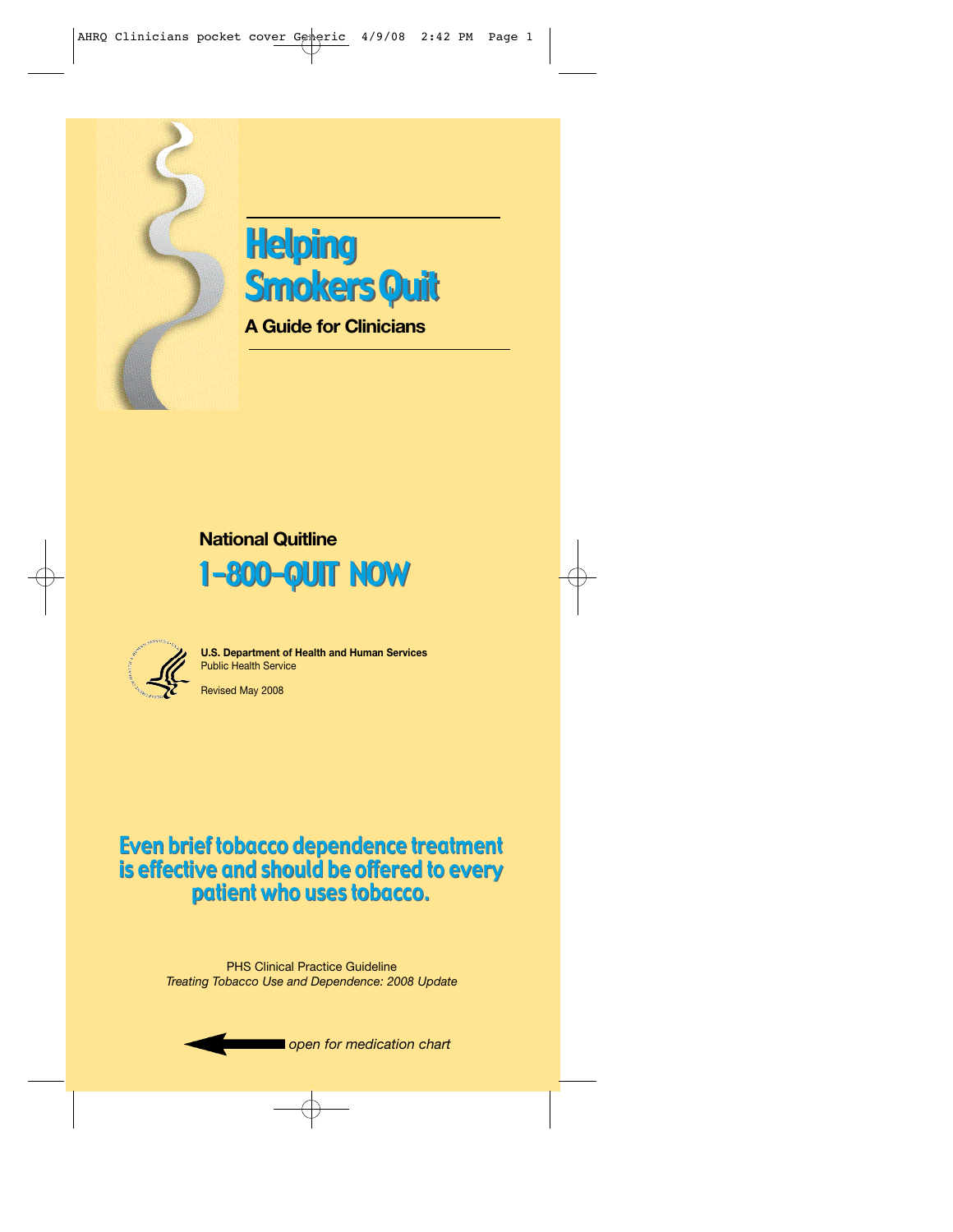# Helping Smokers Quit

## A Guide for Clinicians

**National Quitline**

## 1-800-QUIT NOW

**U.S. Department of Health and Human Services**
Public Health Service

Revised May 2008

**Even brief tobacco dependence treatment is effective and should be offered to every patient who uses tobacco.**

PHS Clinical Practice Guideline
*Treating Tobacco Use and Dependence: 2008 Update*

← *open for medication chart*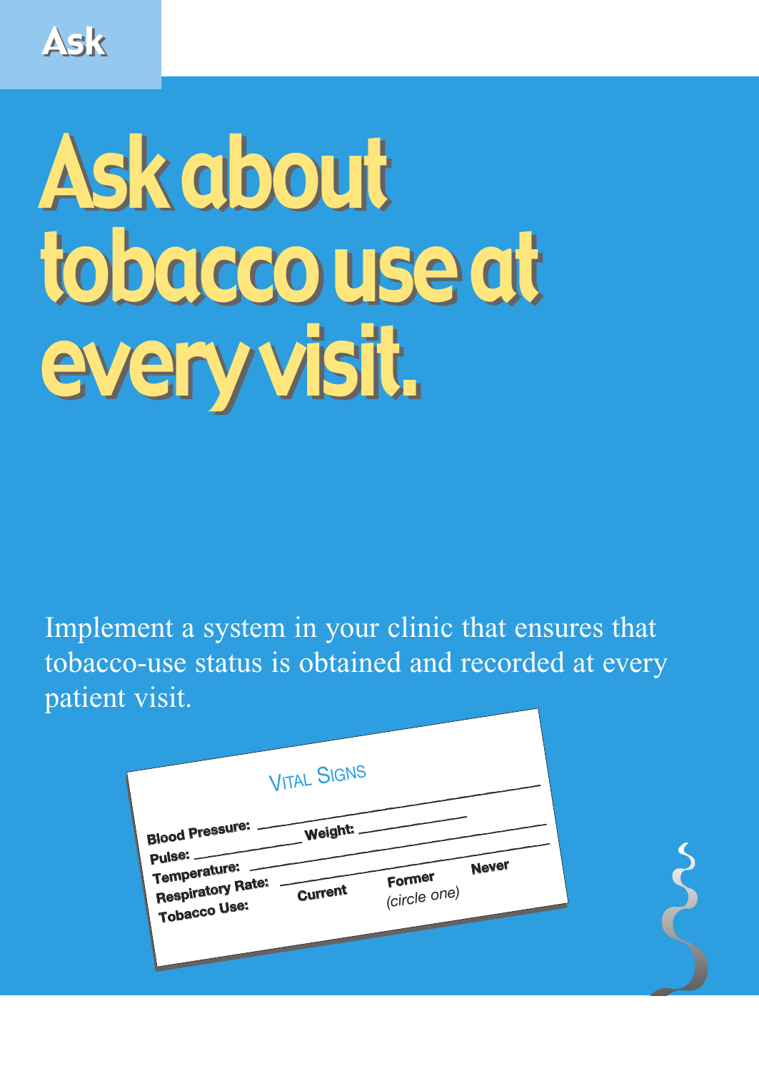Ask

# Ask about tobacco use at every visit.

Implement a system in your clinic that ensures that tobacco-use status is obtained and recorded at every patient visit.

VITAL SIGNS

Blood Pressure: ______ Weight: ______
Pulse: ______
Temperature: ______
Respiratory Rate: ______
Tobacco Use: Current Former Never
(circle one)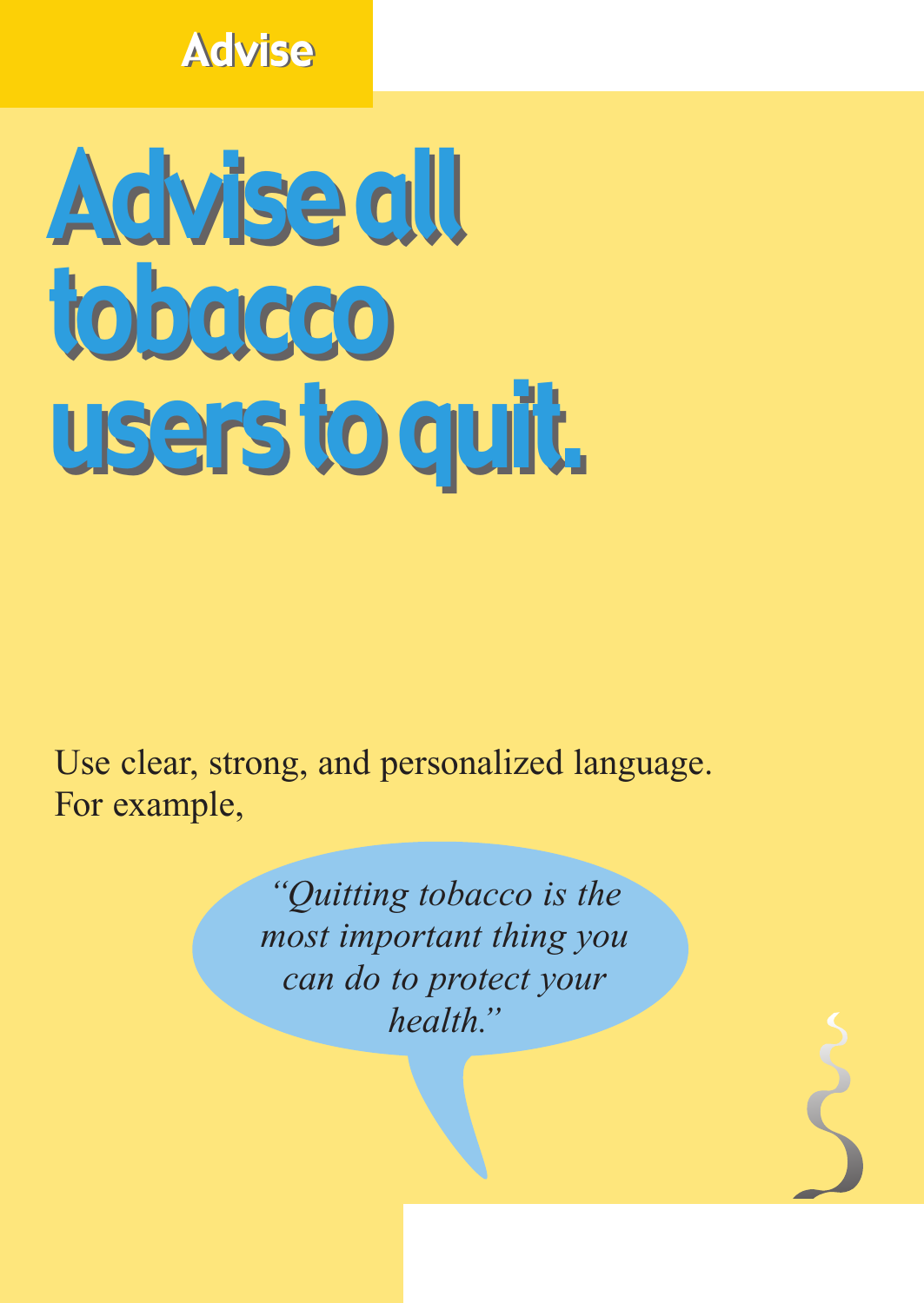Advise

# Advise all tobacco users to quit.

Use clear, strong, and personalized language. For example,

*"Quitting tobacco is the most important thing you can do to protect your health."*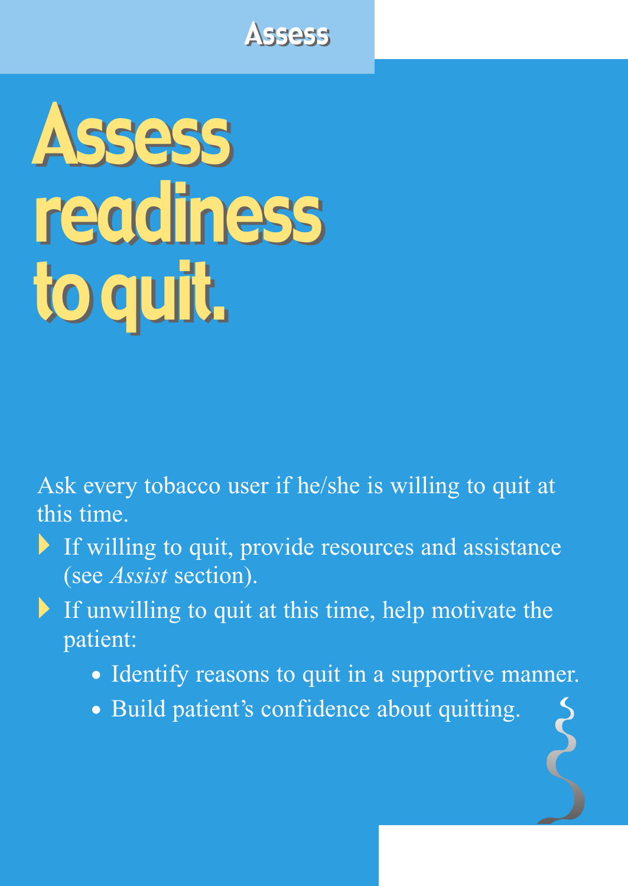# Assess readiness to quit.

Ask every tobacco user if he/she is willing to quit at this time.

- If willing to quit, provide resources and assistance (see *Assist* section).
- If unwilling to quit at this time, help motivate the patient:
  - Identify reasons to quit in a supportive manner.
  - Build patient's confidence about quitting.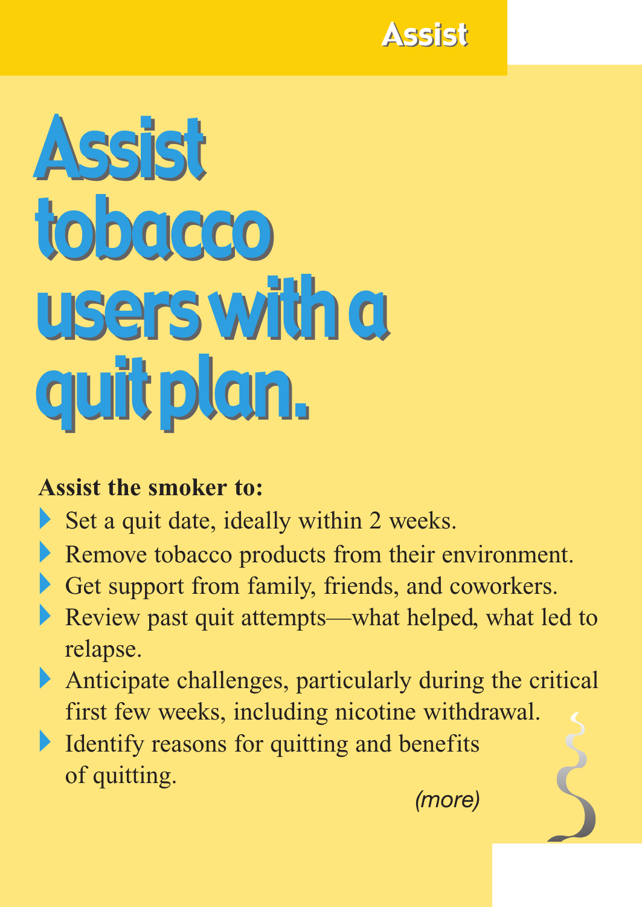# Assist tobacco users with a quit plan.

**Assist the smoker to:**

- Set a quit date, ideally within 2 weeks.
- Remove tobacco products from their environment.
- Get support from family, friends, and coworkers.
- Review past quit attempts—what helped, what led to relapse.
- Anticipate challenges, particularly during the critical first few weeks, including nicotine withdrawal.
- Identify reasons for quitting and benefits of quitting.

*(more)*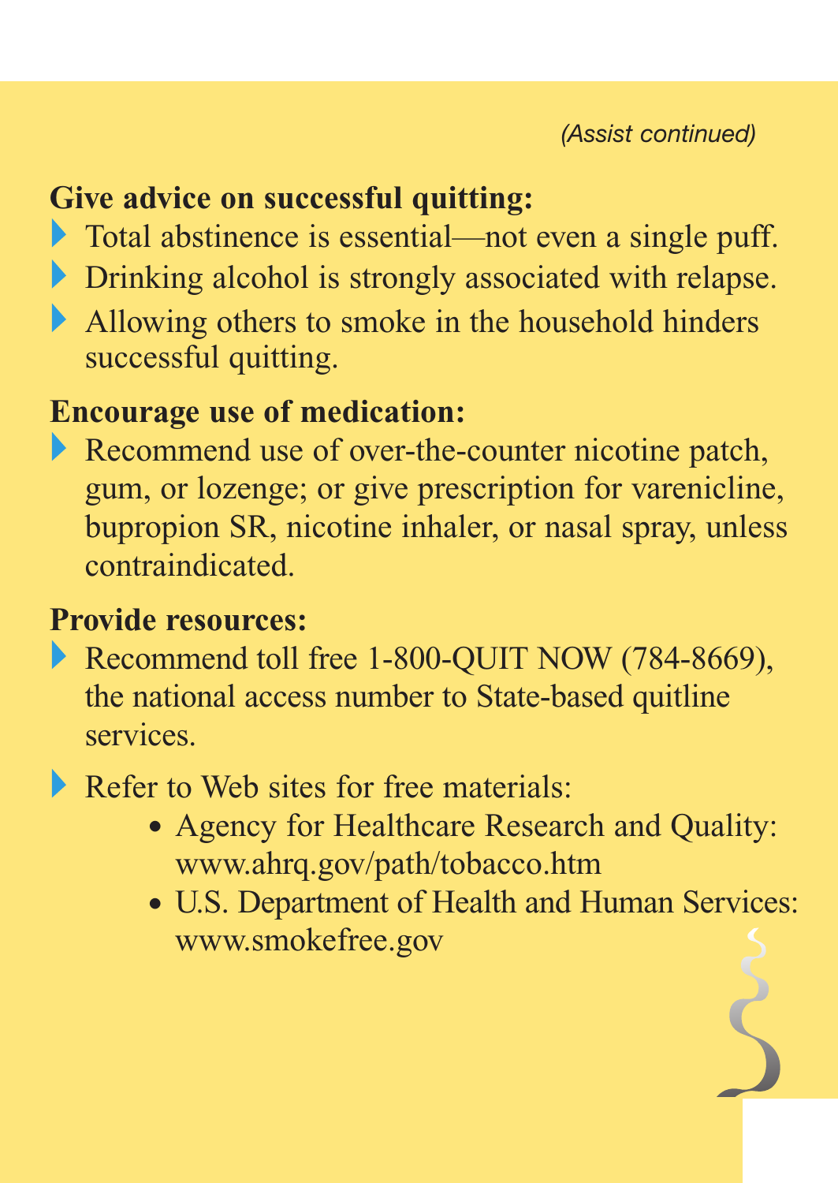*(Assist continued)*

**Give advice on successful quitting:**

- Total abstinence is essential—not even a single puff.
- Drinking alcohol is strongly associated with relapse.
- Allowing others to smoke in the household hinders successful quitting.

**Encourage use of medication:**

- Recommend use of over-the-counter nicotine patch, gum, or lozenge; or give prescription for varenicline, bupropion SR, nicotine inhaler, or nasal spray, unless contraindicated.

**Provide resources:**

- Recommend toll free 1-800-QUIT NOW (784-8669), the national access number to State-based quitline services.
- Refer to Web sites for free materials:
  - Agency for Healthcare Research and Quality: www.ahrq.gov/path/tobacco.htm
  - U.S. Department of Health and Human Services: www.smokefree.gov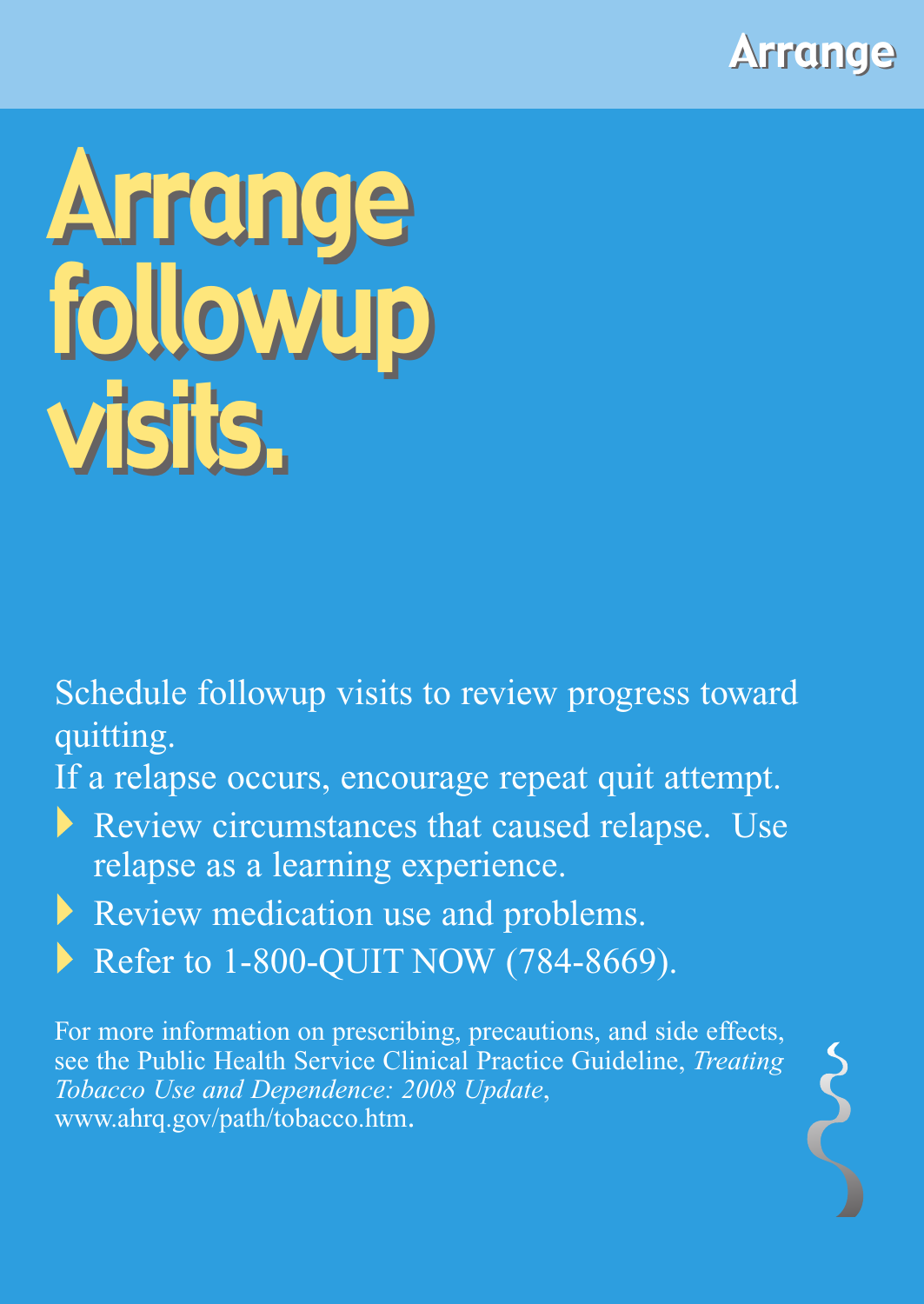# Arrange followup visits.

Schedule followup visits to review progress toward quitting.

If a relapse occurs, encourage repeat quit attempt.

- Review circumstances that caused relapse. Use relapse as a learning experience.
- Review medication use and problems.
- Refer to 1-800-QUIT NOW (784-8669).

For more information on prescribing, precautions, and side effects, see the Public Health Service Clinical Practice Guideline, *Treating Tobacco Use and Dependence: 2008 Update*, www.ahrq.gov/path/tobacco.htm.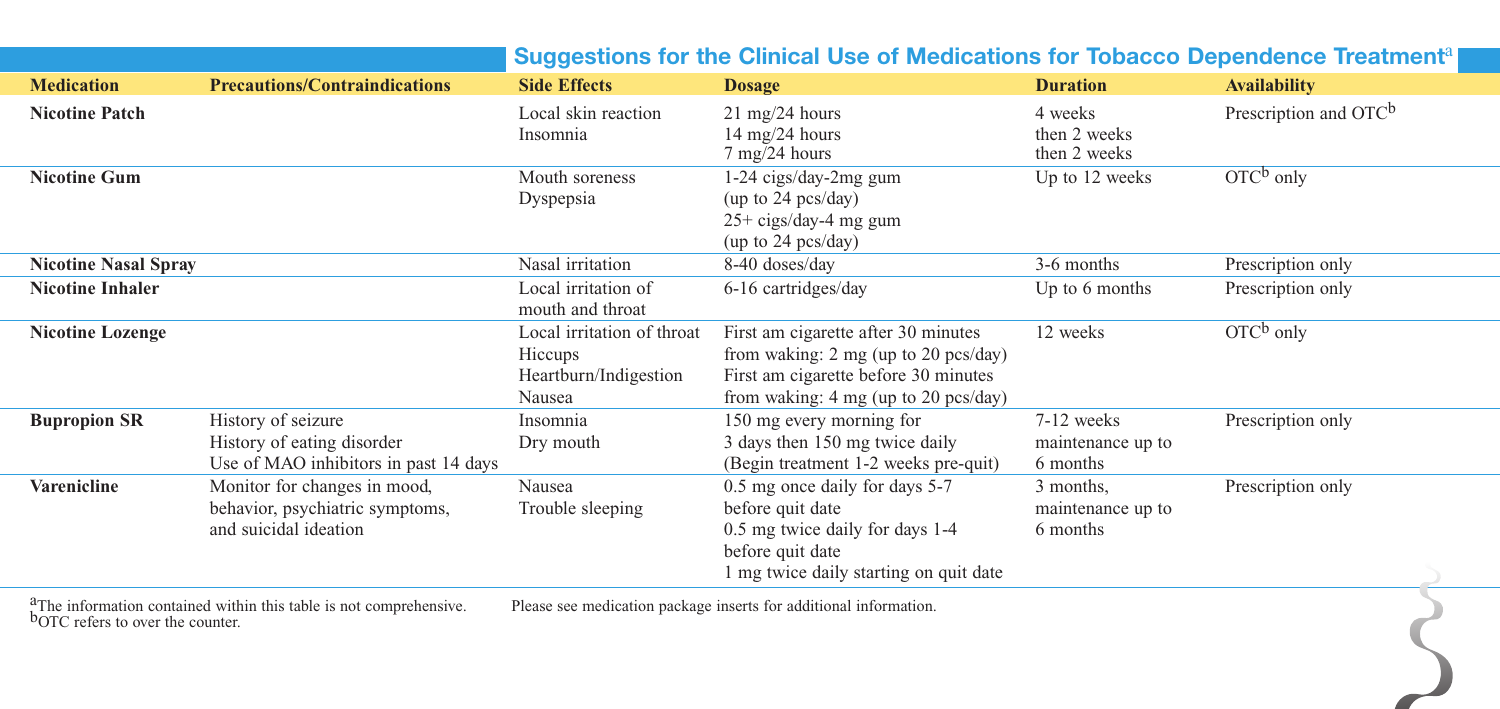## Suggestions for the Clinical Use of Medications for Tobacco Dependence Treatment[a]

| Medication | Precautions/Contraindications | Side Effects | Dosage | Duration | Availability |
|---|---|---|---|---|---|
| **Nicotine Patch** | | Local skin reaction<br>Insomnia | 21 mg/24 hours<br>14 mg/24 hours<br>7 mg/24 hours | 4 weeks<br>then 2 weeks<br>then 2 weeks | Prescription and OTC[b] |
| **Nicotine Gum** | | Mouth soreness<br>Dyspepsia | 1-24 cigs/day-2mg gum<br>(up to 24 pcs/day)<br>25+ cigs/day-4 mg gum<br>(up to 24 pcs/day) | Up to 12 weeks | OTC[b] only |
| **Nicotine Nasal Spray** | | Nasal irritation | 8-40 doses/day | 3-6 months | Prescription only |
| **Nicotine Inhaler** | | Local irritation of mouth and throat | 6-16 cartridges/day | Up to 6 months | Prescription only |
| **Nicotine Lozenge** | | Local irritation of throat<br>Hiccups<br>Heartburn/Indigestion<br>Nausea | First am cigarette after 30 minutes from waking: 2 mg (up to 20 pcs/day)<br>First am cigarette before 30 minutes from waking: 4 mg (up to 20 pcs/day) | 12 weeks | OTC[b] only |
| **Bupropion SR** | History of seizure<br>History of eating disorder<br>Use of MAO inhibitors in past 14 days | Insomnia<br>Dry mouth | 150 mg every morning for 3 days then 150 mg twice daily<br>(Begin treatment 1-2 weeks pre-quit) | 7-12 weeks<br>maintenance up to 6 months | Prescription only |
| **Varenicline** | Monitor for changes in mood, behavior, psychiatric symptoms, and suicidal ideation | Nausea<br>Trouble sleeping | 0.5 mg once daily for days 5-7 before quit date<br>0.5 mg twice daily for days 1-4 before quit date<br>1 mg twice daily starting on quit date | 3 months,<br>maintenance up to 6 months | Prescription only |

[a]The information contained within this table is not comprehensive. Please see medication package inserts for additional information.
[b]OTC refers to over the counter.